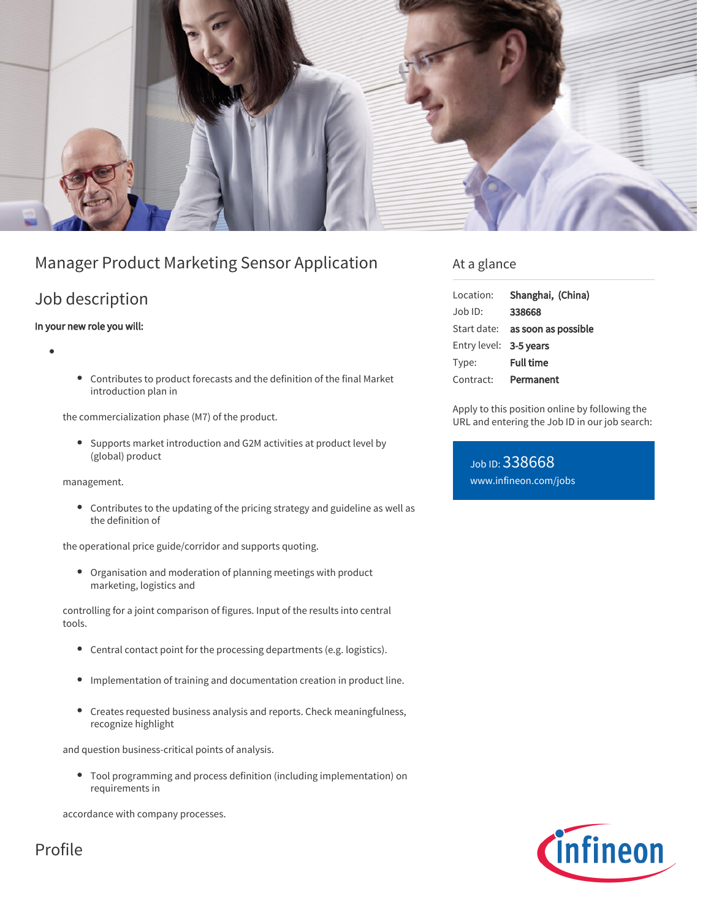# Manager Product Marketing Sensor Application

## Job description

**In your new role you will:**

- 
  - Contributes to product forecasts and the definition of the final Market introduction plan in

  the commercialization phase (M7) of the product.

  - Supports market introduction and G2M activities at product level by (global) product

  management.

  - Contributes to the updating of the pricing strategy and guideline as well as the definition of

  the operational price guide/corridor and supports quoting.

  - Organisation and moderation of planning meetings with product marketing, logistics and

  controlling for a joint comparison of figures. Input of the results into central tools.

  - Central contact point for the processing departments (e.g. logistics).
  - Implementation of training and documentation creation in product line.
  - Creates requested business analysis and reports. Check meaningfulness, recognize highlight

  and question business-critical points of analysis.

  - Tool programming and process definition (including implementation) on requirements in

  accordance with company processes.

## Profile

## At a glance

| | |
|---|---|
| Location: | **Shanghai, (China)** |
| Job ID: | **338668** |
| Start date: | **as soon as possible** |
| Entry level: | **3-5 years** |
| Type: | **Full time** |
| Contract: | **Permanent** |

Apply to this position online by following the URL and entering the Job ID in our job search:

Job ID: 338668
www.infineon.com/jobs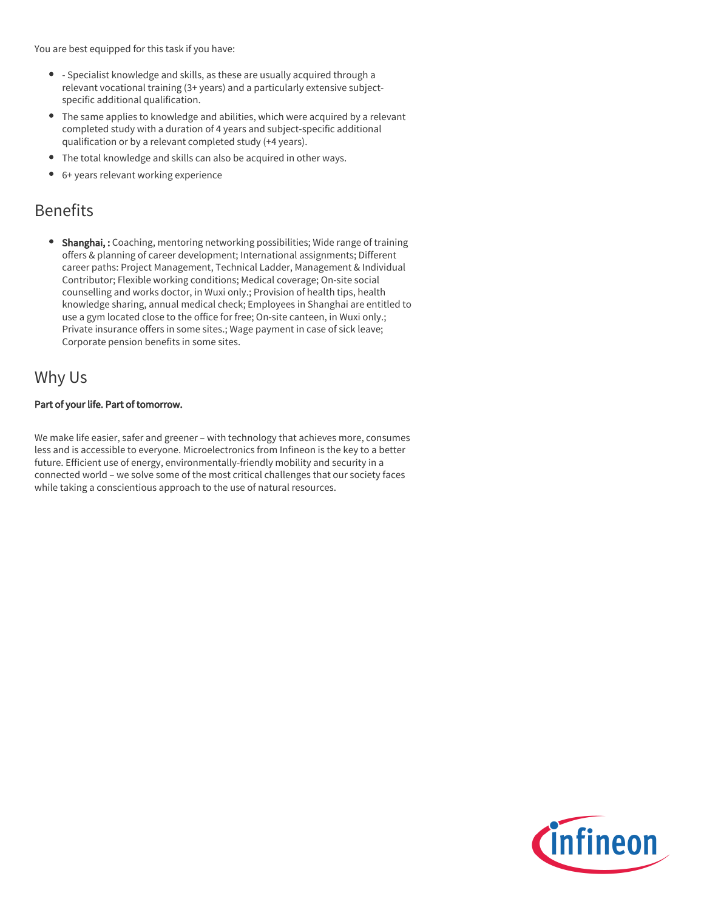You are best equipped for this task if you have:

- - Specialist knowledge and skills, as these are usually acquired through a relevant vocational training (3+ years) and a particularly extensive subject-specific additional qualification.
- The same applies to knowledge and abilities, which were acquired by a relevant completed study with a duration of 4 years and subject-specific additional qualification or by a relevant completed study (+4 years).
- The total knowledge and skills can also be acquired in other ways.
- 6+ years relevant working experience

## Benefits

- **Shanghai, :** Coaching, mentoring networking possibilities; Wide range of training offers & planning of career development; International assignments; Different career paths: Project Management, Technical Ladder, Management & Individual Contributor; Flexible working conditions; Medical coverage; On-site social counselling and works doctor, in Wuxi only.; Provision of health tips, health knowledge sharing, annual medical check; Employees in Shanghai are entitled to use a gym located close to the office for free; On-site canteen, in Wuxi only.; Private insurance offers in some sites.; Wage payment in case of sick leave; Corporate pension benefits in some sites.

## Why Us

**Part of your life. Part of tomorrow.**

We make life easier, safer and greener – with technology that achieves more, consumes less and is accessible to everyone. Microelectronics from Infineon is the key to a better future. Efficient use of energy, environmentally-friendly mobility and security in a connected world – we solve some of the most critical challenges that our society faces while taking a conscientious approach to the use of natural resources.